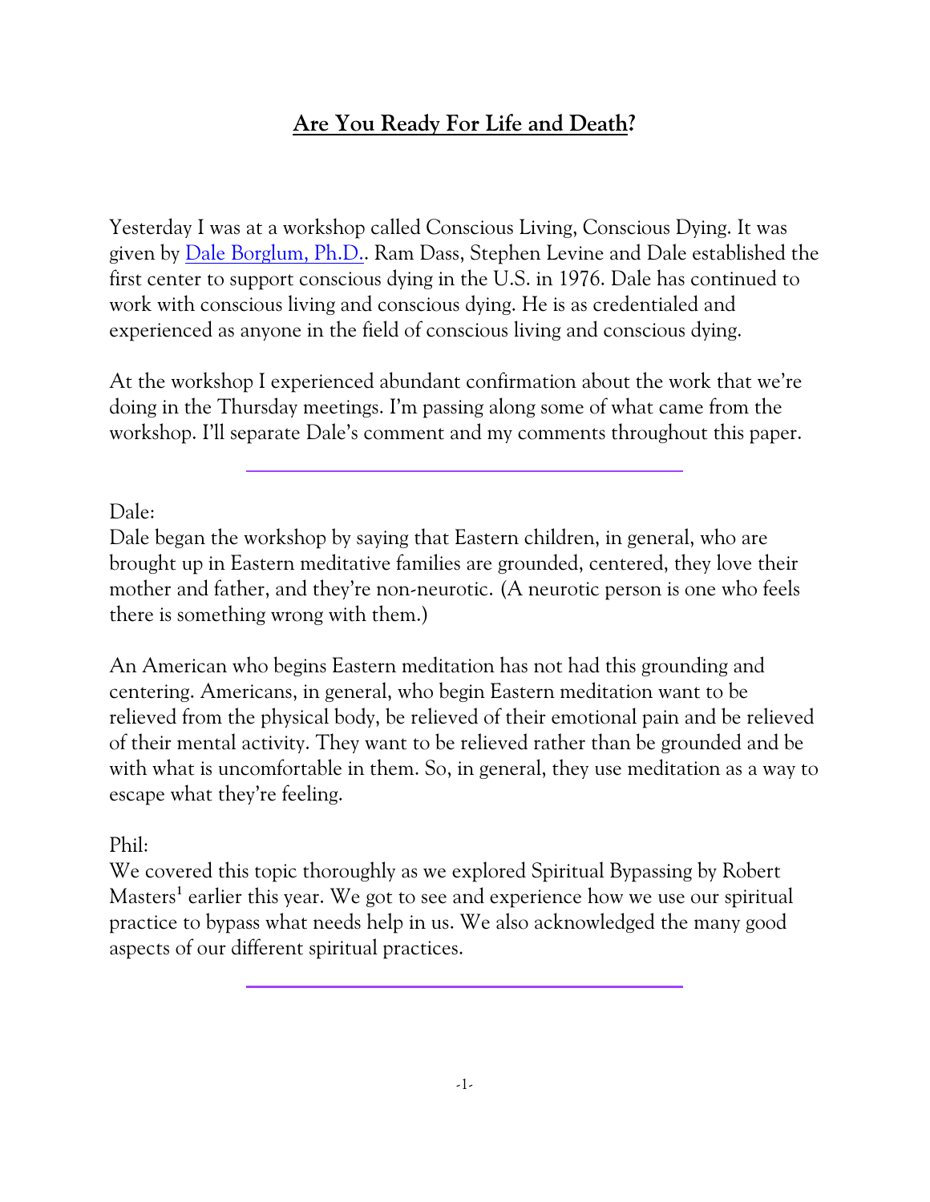# **Are You Ready For Life and Death?**

Yesterday I was at a workshop called Conscious Living, Conscious Dying. It was given by [Dale Borglum, Ph.D.](). Ram Dass, Stephen Levine and Dale established the first center to support conscious dying in the U.S. in 1976. Dale has continued to work with conscious living and conscious dying. He is as credentialed and experienced as anyone in the field of conscious living and conscious dying.

At the workshop I experienced abundant confirmation about the work that we're doing in the Thursday meetings. I'm passing along some of what came from the workshop. I'll separate Dale's comment and my comments throughout this paper.

---

Dale:
Dale began the workshop by saying that Eastern children, in general, who are brought up in Eastern meditative families are grounded, centered, they love their mother and father, and they're non-neurotic. (A neurotic person is one who feels there is something wrong with them.)

An American who begins Eastern meditation has not had this grounding and centering. Americans, in general, who begin Eastern meditation want to be relieved from the physical body, be relieved of their emotional pain and be relieved of their mental activity. They want to be relieved rather than be grounded and be with what is uncomfortable in them. So, in general, they use meditation as a way to escape what they're feeling.

Phil:
We covered this topic thoroughly as we explored Spiritual Bypassing by Robert Masters[1] earlier this year. We got to see and experience how we use our spiritual practice to bypass what needs help in us. We also acknowledged the many good aspects of our different spiritual practices.

---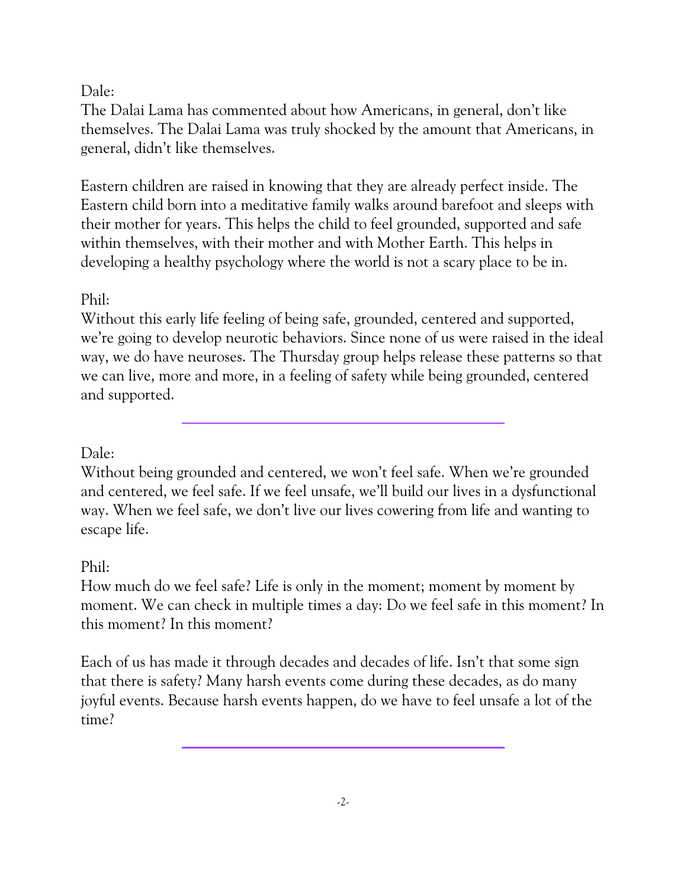Dale:
The Dalai Lama has commented about how Americans, in general, don't like themselves. The Dalai Lama was truly shocked by the amount that Americans, in general, didn't like themselves.

Eastern children are raised in knowing that they are already perfect inside. The Eastern child born into a meditative family walks around barefoot and sleeps with their mother for years. This helps the child to feel grounded, supported and safe within themselves, with their mother and with Mother Earth. This helps in developing a healthy psychology where the world is not a scary place to be in.

Phil:
Without this early life feeling of being safe, grounded, centered and supported, we're going to develop neurotic behaviors. Since none of us were raised in the ideal way, we do have neuroses. The Thursday group helps release these patterns so that we can live, more and more, in a feeling of safety while being grounded, centered and supported.

---

Dale:
Without being grounded and centered, we won't feel safe. When we're grounded and centered, we feel safe. If we feel unsafe, we'll build our lives in a dysfunctional way. When we feel safe, we don't live our lives cowering from life and wanting to escape life.

Phil:
How much do we feel safe? Life is only in the moment; moment by moment by moment. We can check in multiple times a day: Do we feel safe in this moment? In this moment? In this moment?

Each of us has made it through decades and decades of life. Isn't that some sign that there is safety? Many harsh events come during these decades, as do many joyful events. Because harsh events happen, do we have to feel unsafe a lot of the time?

---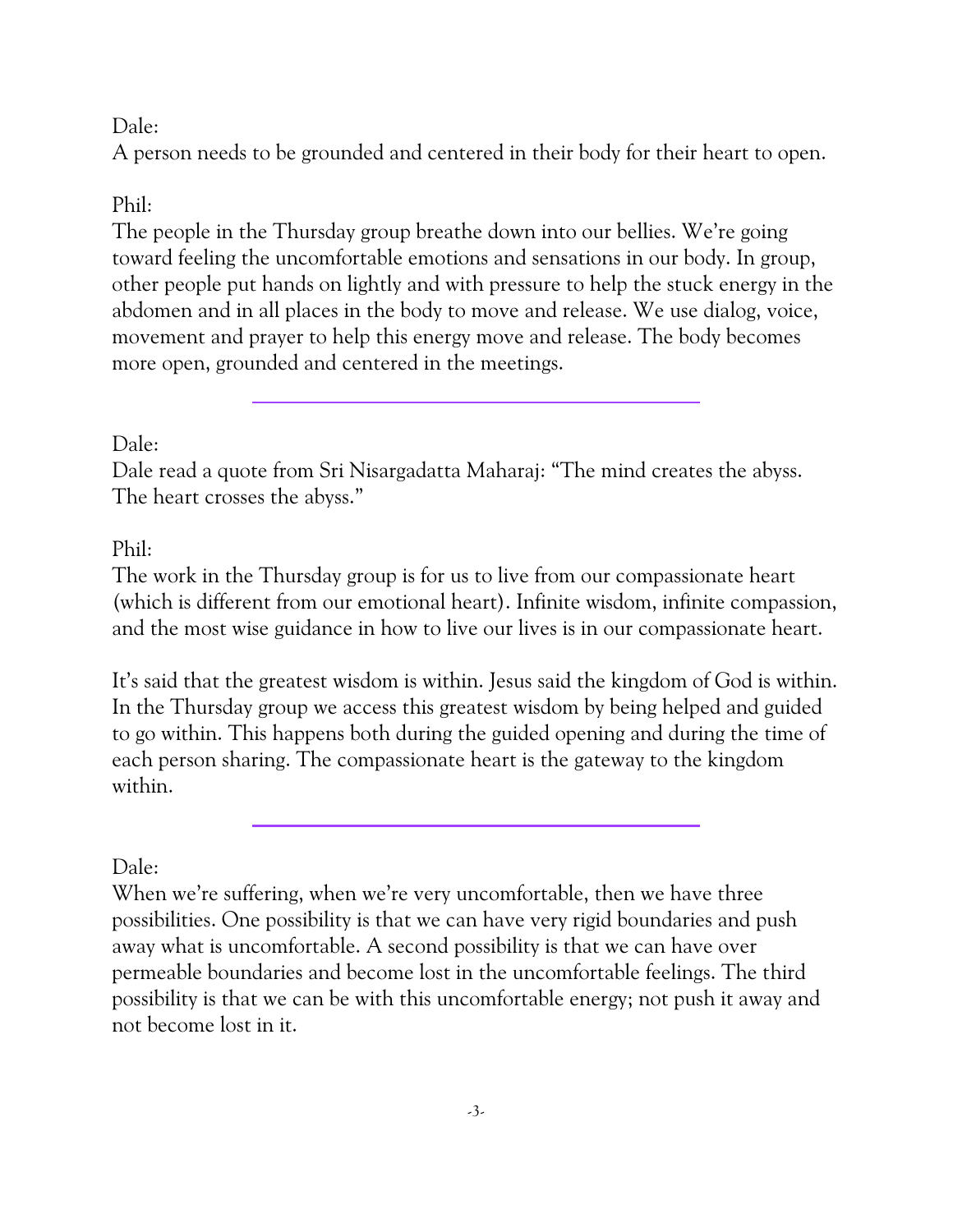Dale:
A person needs to be grounded and centered in their body for their heart to open.

Phil:
The people in the Thursday group breathe down into our bellies. We're going toward feeling the uncomfortable emotions and sensations in our body. In group, other people put hands on lightly and with pressure to help the stuck energy in the abdomen and in all places in the body to move and release. We use dialog, voice, movement and prayer to help this energy move and release. The body becomes more open, grounded and centered in the meetings.

---

Dale:
Dale read a quote from Sri Nisargadatta Maharaj: "The mind creates the abyss. The heart crosses the abyss."

Phil:
The work in the Thursday group is for us to live from our compassionate heart (which is different from our emotional heart). Infinite wisdom, infinite compassion, and the most wise guidance in how to live our lives is in our compassionate heart.

It's said that the greatest wisdom is within. Jesus said the kingdom of God is within. In the Thursday group we access this greatest wisdom by being helped and guided to go within. This happens both during the guided opening and during the time of each person sharing. The compassionate heart is the gateway to the kingdom within.

---

Dale:
When we're suffering, when we're very uncomfortable, then we have three possibilities. One possibility is that we can have very rigid boundaries and push away what is uncomfortable. A second possibility is that we can have over permeable boundaries and become lost in the uncomfortable feelings. The third possibility is that we can be with this uncomfortable energy; not push it away and not become lost in it.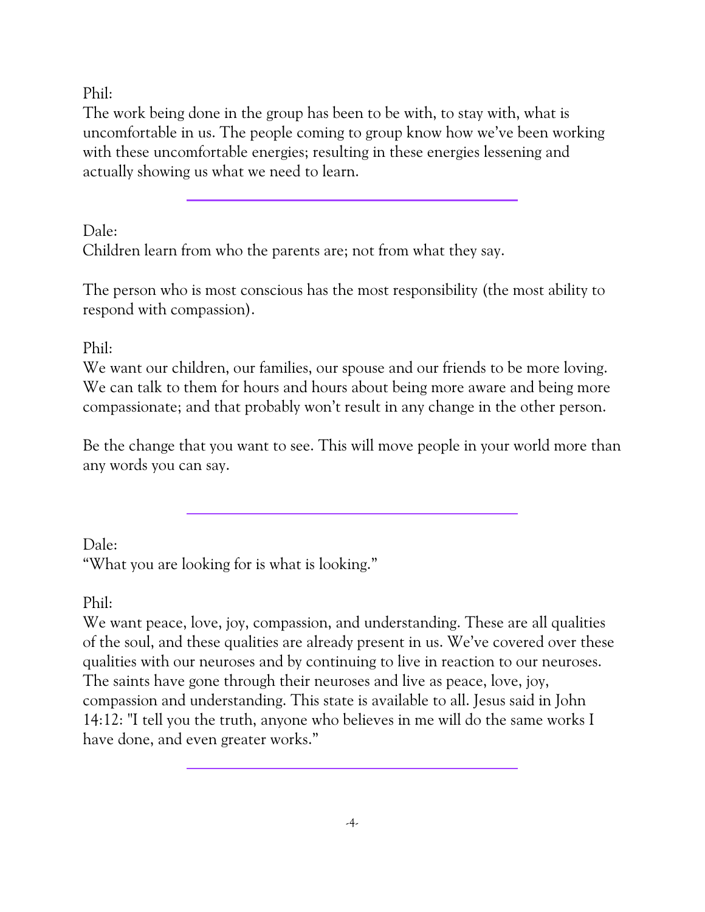Phil:
The work being done in the group has been to be with, to stay with, what is uncomfortable in us. The people coming to group know how we've been working with these uncomfortable energies; resulting in these energies lessening and actually showing us what we need to learn.

---

Dale:
Children learn from who the parents are; not from what they say.

The person who is most conscious has the most responsibility (the most ability to respond with compassion).

Phil:
We want our children, our families, our spouse and our friends to be more loving. We can talk to them for hours and hours about being more aware and being more compassionate; and that probably won't result in any change in the other person.

Be the change that you want to see. This will move people in your world more than any words you can say.

---

Dale:
"What you are looking for is what is looking."

Phil:
We want peace, love, joy, compassion, and understanding. These are all qualities of the soul, and these qualities are already present in us. We've covered over these qualities with our neuroses and by continuing to live in reaction to our neuroses. The saints have gone through their neuroses and live as peace, love, joy, compassion and understanding. This state is available to all. Jesus said in John 14:12: "I tell you the truth, anyone who believes in me will do the same works I have done, and even greater works."

---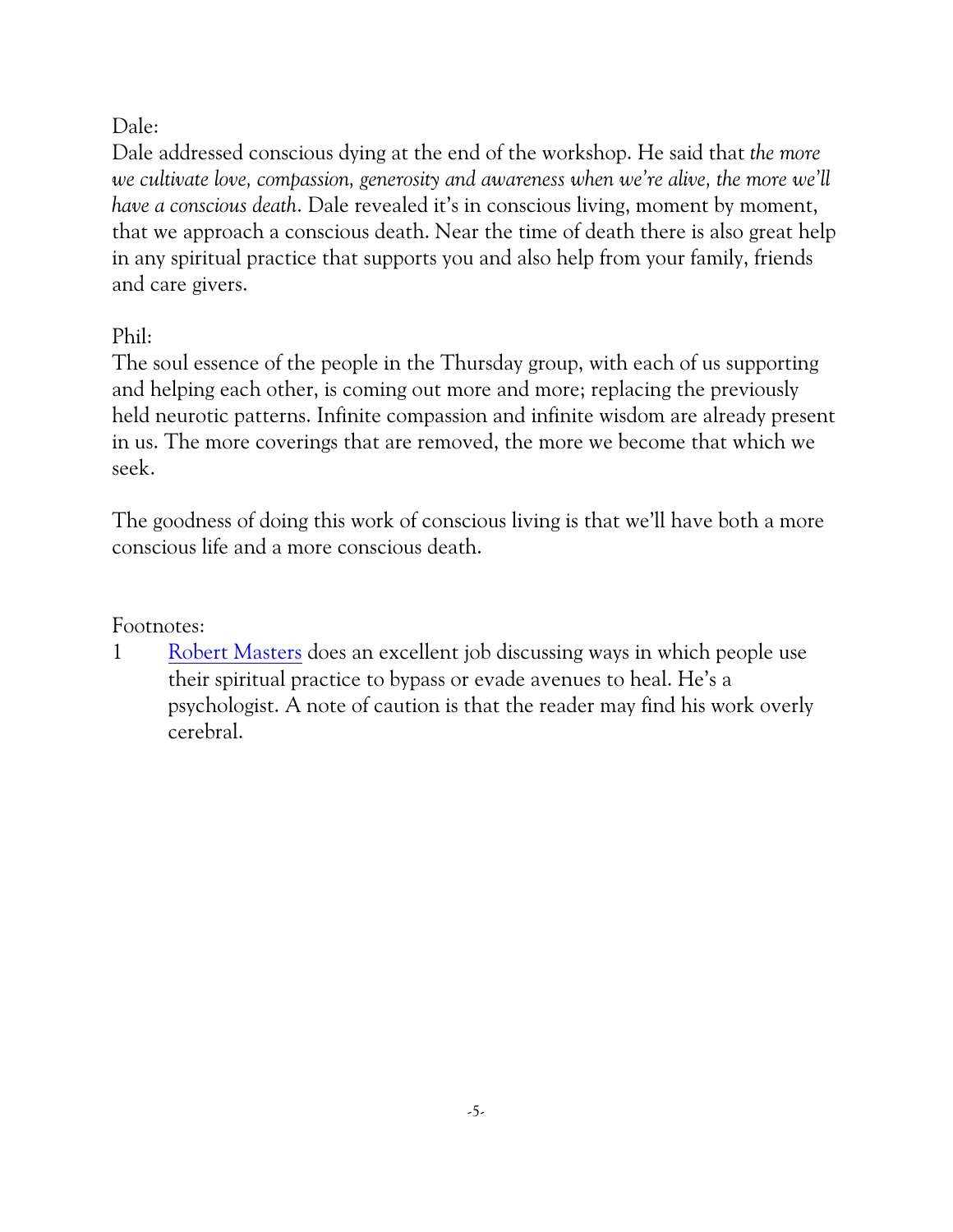Dale:
Dale addressed conscious dying at the end of the workshop. He said that *the more we cultivate love, compassion, generosity and awareness when we're alive, the more we'll have a conscious death*. Dale revealed it's in conscious living, moment by moment, that we approach a conscious death. Near the time of death there is also great help in any spiritual practice that supports you and also help from your family, friends and care givers.

Phil:
The soul essence of the people in the Thursday group, with each of us supporting and helping each other, is coming out more and more; replacing the previously held neurotic patterns. Infinite compassion and infinite wisdom are already present in us. The more coverings that are removed, the more we become that which we seek.

The goodness of doing this work of conscious living is that we'll have both a more conscious life and a more conscious death.

Footnotes:

1 Robert Masters does an excellent job discussing ways in which people use their spiritual practice to bypass or evade avenues to heal. He's a psychologist. A note of caution is that the reader may find his work overly cerebral.